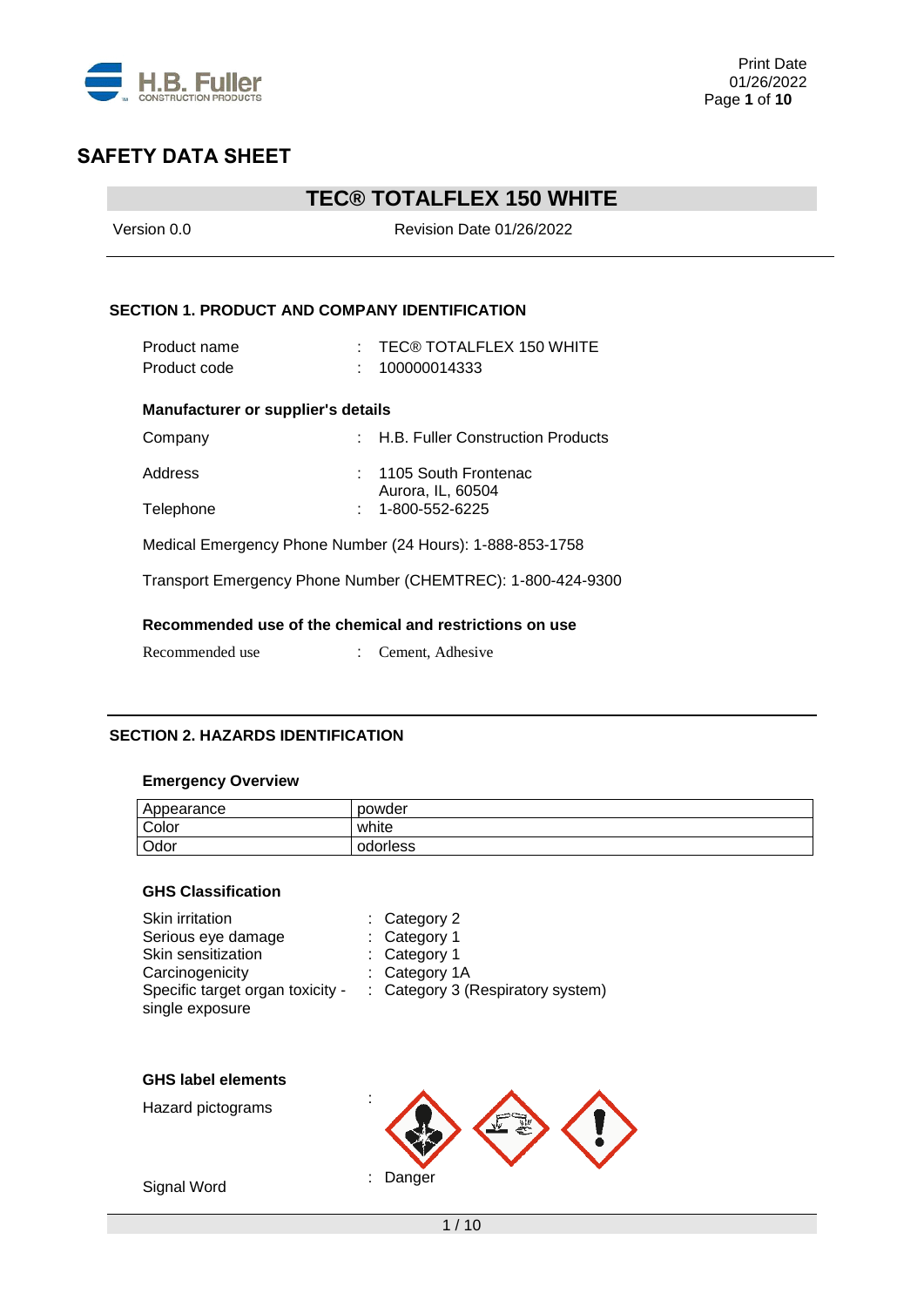# SAFETY DATA SHEET

## TEC® TOTALFLEX 150 WHITE

Version 0.0 | Revision Date 01/26/2022

### SECTION 1. PRODUCT AND COMPANY IDENTIFICATION

Product name : TEC® TOTALFLEX 150 WHITE
Product code : 100000014333

**Manufacturer or supplier's details**

Company : H.B. Fuller Construction Products

Address : 1105 South Frontenac
Aurora, IL, 60504

Telephone : 1-800-552-6225

Medical Emergency Phone Number (24 Hours): 1-888-853-1758

Transport Emergency Phone Number (CHEMTREC): 1-800-424-9300

**Recommended use of the chemical and restrictions on use**

Recommended use : Cement, Adhesive

### SECTION 2. HAZARDS IDENTIFICATION

**Emergency Overview**

| Appearance | powder |
|---|---|
| Color | white |
| Odor | odorless |

**GHS Classification**

Skin irritation : Category 2
Serious eye damage : Category 1
Skin sensitization : Category 1
Carcinogenicity : Category 1A
Specific target organ toxicity - single exposure : Category 3 (Respiratory system)

**GHS label elements**

Hazard pictograms :

Signal Word : Danger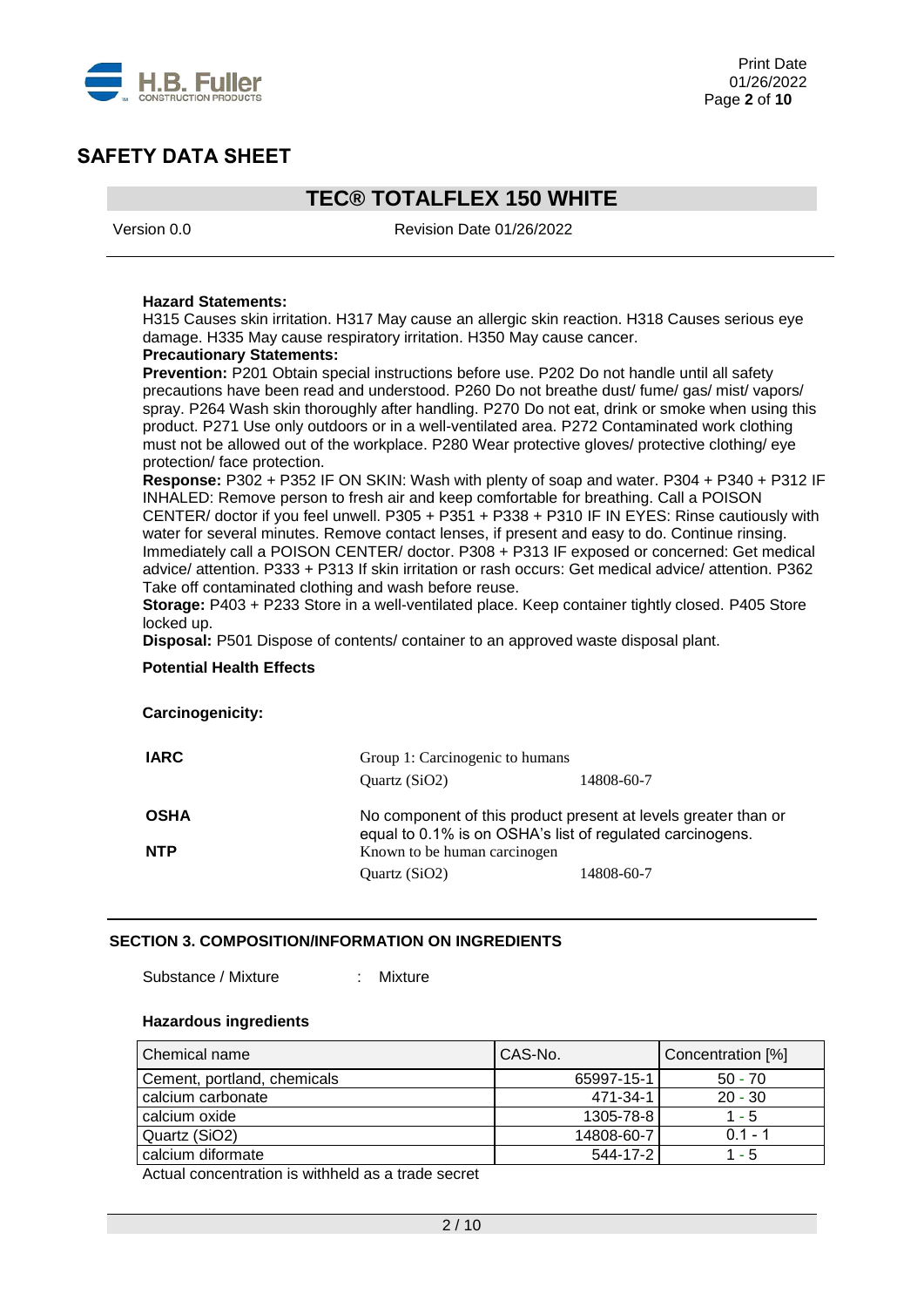**Hazard Statements:**

H315 Causes skin irritation. H317 May cause an allergic skin reaction. H318 Causes serious eye damage. H335 May cause respiratory irritation. H350 May cause cancer.

**Precautionary Statements:**

**Prevention:** P201 Obtain special instructions before use. P202 Do not handle until all safety precautions have been read and understood. P260 Do not breathe dust/ fume/ gas/ mist/ vapors/ spray. P264 Wash skin thoroughly after handling. P270 Do not eat, drink or smoke when using this product. P271 Use only outdoors or in a well-ventilated area. P272 Contaminated work clothing must not be allowed out of the workplace. P280 Wear protective gloves/ protective clothing/ eye protection/ face protection.

**Response:** P302 + P352 IF ON SKIN: Wash with plenty of soap and water. P304 + P340 + P312 IF INHALED: Remove person to fresh air and keep comfortable for breathing. Call a POISON CENTER/ doctor if you feel unwell. P305 + P351 + P338 + P310 IF IN EYES: Rinse cautiously with water for several minutes. Remove contact lenses, if present and easy to do. Continue rinsing. Immediately call a POISON CENTER/ doctor. P308 + P313 IF exposed or concerned: Get medical advice/ attention. P333 + P313 If skin irritation or rash occurs: Get medical advice/ attention. P362 Take off contaminated clothing and wash before reuse.

**Storage:** P403 + P233 Store in a well-ventilated place. Keep container tightly closed. P405 Store locked up.

**Disposal:** P501 Dispose of contents/ container to an approved waste disposal plant.

**Potential Health Effects**

**Carcinogenicity:**

**IARC**
Group 1: Carcinogenic to humans
Quartz ($SiO_2$) 14808-60-7

**OSHA**
No component of this product present at levels greater than or equal to 0.1% is on OSHA's list of regulated carcinogens.

**NTP**
Known to be human carcinogen
Quartz ($SiO_2$) 14808-60-7

## SECTION 3. COMPOSITION/INFORMATION ON INGREDIENTS

Substance / Mixture : Mixture

**Hazardous ingredients**

| Chemical name | CAS-No. | Concentration [%] |
|---|---|---|
| Cement, portland, chemicals | 65997-15-1 | 50 - 70 |
| calcium carbonate | 471-34-1 | 20 - 30 |
| calcium oxide | 1305-78-8 | 1 - 5 |
| Quartz ($SiO_2$) | 14808-60-7 | 0.1 - 1 |
| calcium diformate | 544-17-2 | 1 - 5 |

Actual concentration is withheld as a trade secret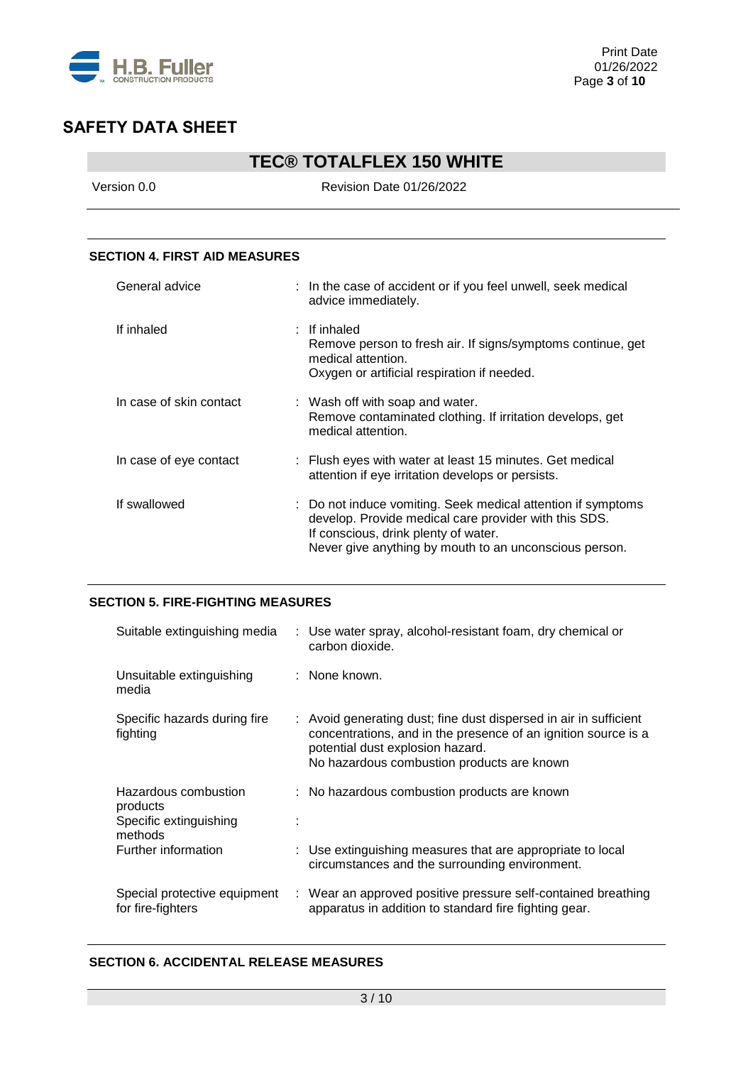## SECTION 4. FIRST AID MEASURES

| | |
|---|---|
| General advice | : In the case of accident or if you feel unwell, seek medical advice immediately. |
| If inhaled | : If inhaled<br>Remove person to fresh air. If signs/symptoms continue, get medical attention.<br>Oxygen or artificial respiration if needed. |
| In case of skin contact | : Wash off with soap and water.<br>Remove contaminated clothing. If irritation develops, get medical attention. |
| In case of eye contact | : Flush eyes with water at least 15 minutes. Get medical attention if eye irritation develops or persists. |
| If swallowed | : Do not induce vomiting. Seek medical attention if symptoms develop. Provide medical care provider with this SDS.<br>If conscious, drink plenty of water.<br>Never give anything by mouth to an unconscious person. |

## SECTION 5. FIRE-FIGHTING MEASURES

| | |
|---|---|
| Suitable extinguishing media | : Use water spray, alcohol-resistant foam, dry chemical or carbon dioxide. |
| Unsuitable extinguishing media | : None known. |
| Specific hazards during fire fighting | : Avoid generating dust; fine dust dispersed in air in sufficient concentrations, and in the presence of an ignition source is a potential dust explosion hazard.<br>No hazardous combustion products are known |
| Hazardous combustion products | : No hazardous combustion products are known |
| Specific extinguishing methods | : |
| Further information | : Use extinguishing measures that are appropriate to local circumstances and the surrounding environment. |
| Special protective equipment for fire-fighters | : Wear an approved positive pressure self-contained breathing apparatus in addition to standard fire fighting gear. |

## SECTION 6. ACCIDENTAL RELEASE MEASURES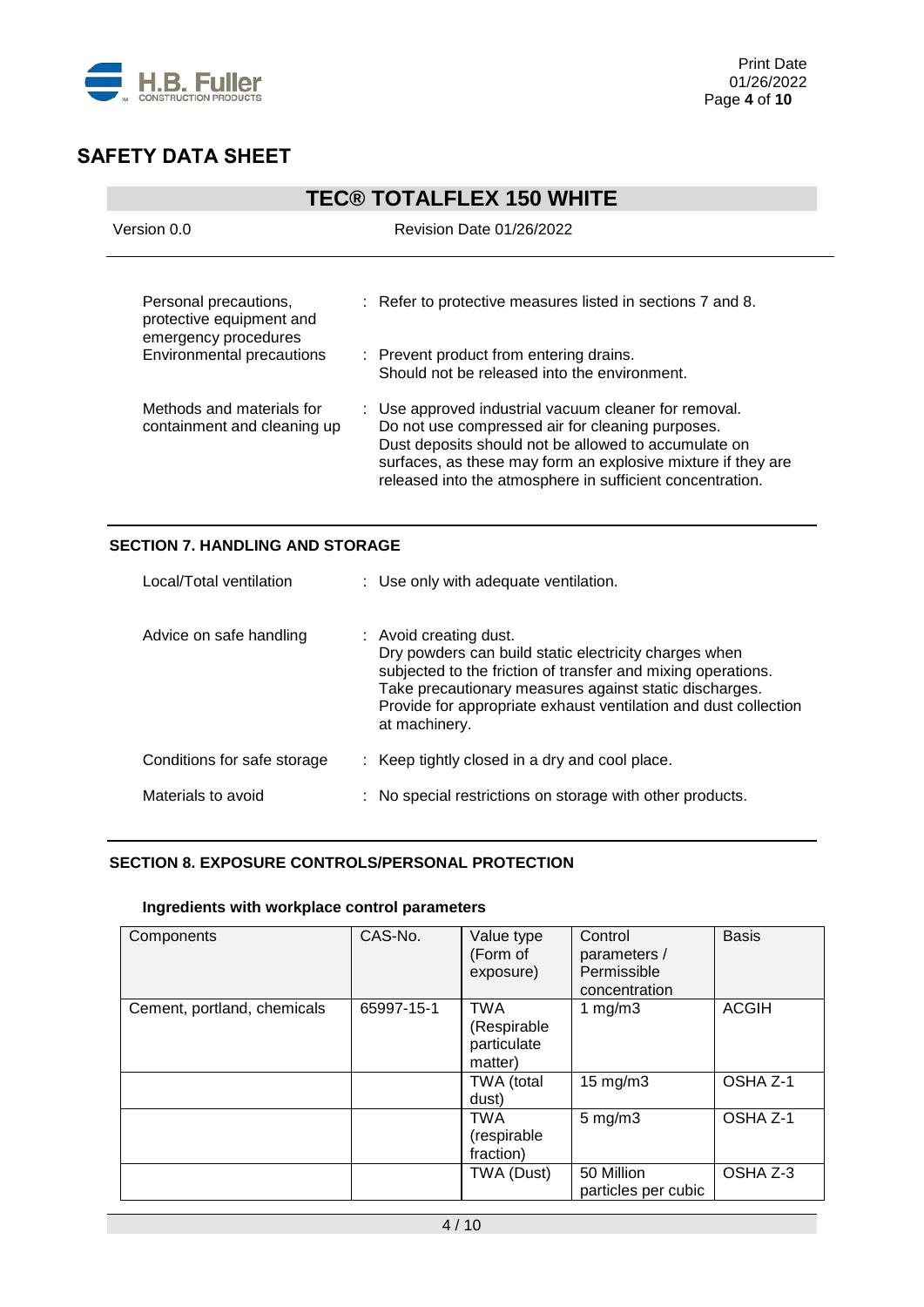## SAFETY DATA SHEET

## TEC® TOTALFLEX 150 WHITE

Version 0.0 Revision Date 01/26/2022

| | |
|---|---|
| Personal precautions, protective equipment and emergency procedures | : Refer to protective measures listed in sections 7 and 8. |
| Environmental precautions | : Prevent product from entering drains.<br>Should not be released into the environment. |
| Methods and materials for containment and cleaning up | : Use approved industrial vacuum cleaner for removal.<br>Do not use compressed air for cleaning purposes.<br>Dust deposits should not be allowed to accumulate on surfaces, as these may form an explosive mixture if they are released into the atmosphere in sufficient concentration. |

### SECTION 7. HANDLING AND STORAGE

| | |
|---|---|
| Local/Total ventilation | : Use only with adequate ventilation. |
| Advice on safe handling | : Avoid creating dust.<br>Dry powders can build static electricity charges when subjected to the friction of transfer and mixing operations.<br>Take precautionary measures against static discharges.<br>Provide for appropriate exhaust ventilation and dust collection at machinery. |
| Conditions for safe storage | : Keep tightly closed in a dry and cool place. |
| Materials to avoid | : No special restrictions on storage with other products. |

### SECTION 8. EXPOSURE CONTROLS/PERSONAL PROTECTION

**Ingredients with workplace control parameters**

| Components | CAS-No. | Value type (Form of exposure) | Control parameters / Permissible concentration | Basis |
|---|---|---|---|---|
| Cement, portland, chemicals | 65997-15-1 | TWA (Respirable particulate matter) | 1 mg/m3 | ACGIH |
| | | TWA (total dust) | 15 mg/m3 | OSHA Z-1 |
| | | TWA (respirable fraction) | 5 mg/m3 | OSHA Z-1 |
| | | TWA (Dust) | 50 Million particles per cubic | OSHA Z-3 |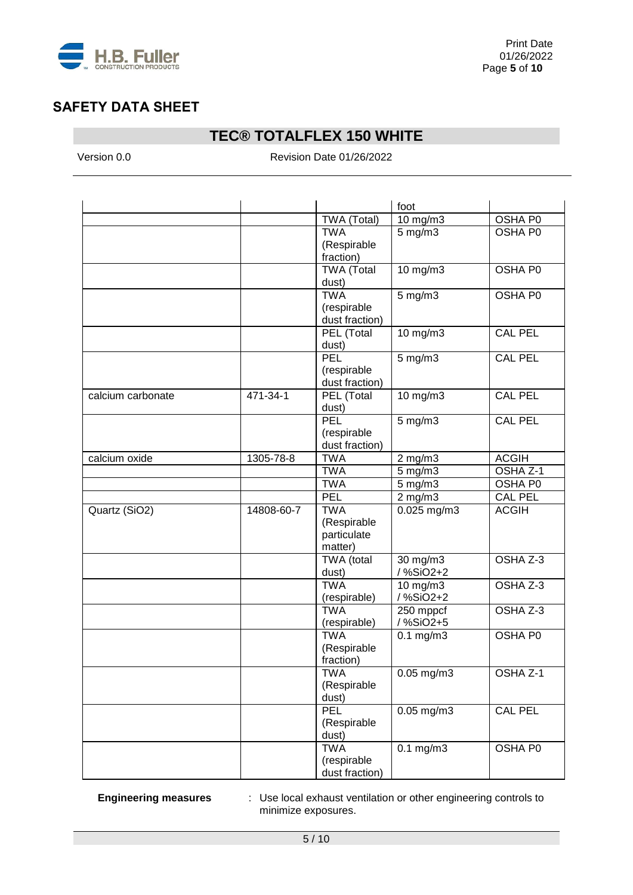## SAFETY DATA SHEET

## TEC® TOTALFLEX 150 WHITE

Version 0.0 Revision Date 01/26/2022

| | | | foot | |
|---|---|---|---|---|
| | | TWA (Total) | 10 mg/m3 | OSHA P0 |
| | | TWA (Respirable fraction) | 5 mg/m3 | OSHA P0 |
| | | TWA (Total dust) | 10 mg/m3 | OSHA P0 |
| | | TWA (respirable dust fraction) | 5 mg/m3 | OSHA P0 |
| | | PEL (Total dust) | 10 mg/m3 | CAL PEL |
| | | PEL (respirable dust fraction) | 5 mg/m3 | CAL PEL |
| calcium carbonate | 471-34-1 | PEL (Total dust) | 10 mg/m3 | CAL PEL |
| | | PEL (respirable dust fraction) | 5 mg/m3 | CAL PEL |
| calcium oxide | 1305-78-8 | TWA | 2 mg/m3 | ACGIH |
| | | TWA | 5 mg/m3 | OSHA Z-1 |
| | | TWA | 5 mg/m3 | OSHA P0 |
| | | PEL | 2 mg/m3 | CAL PEL |
| Quartz (SiO2) | 14808-60-7 | TWA (Respirable particulate matter) | 0.025 mg/m3 | ACGIH |
| | | TWA (total dust) | 30 mg/m3 / %SiO2+2 | OSHA Z-3 |
| | | TWA (respirable) | 10 mg/m3 / %SiO2+2 | OSHA Z-3 |
| | | TWA (respirable) | 250 mppcf / %SiO2+5 | OSHA Z-3 |
| | | TWA (Respirable fraction) | 0.1 mg/m3 | OSHA P0 |
| | | TWA (Respirable dust) | 0.05 mg/m3 | OSHA Z-1 |
| | | PEL (Respirable dust) | 0.05 mg/m3 | CAL PEL |
| | | TWA (respirable dust fraction) | 0.1 mg/m3 | OSHA P0 |

**Engineering measures** : Use local exhaust ventilation or other engineering controls to minimize exposures.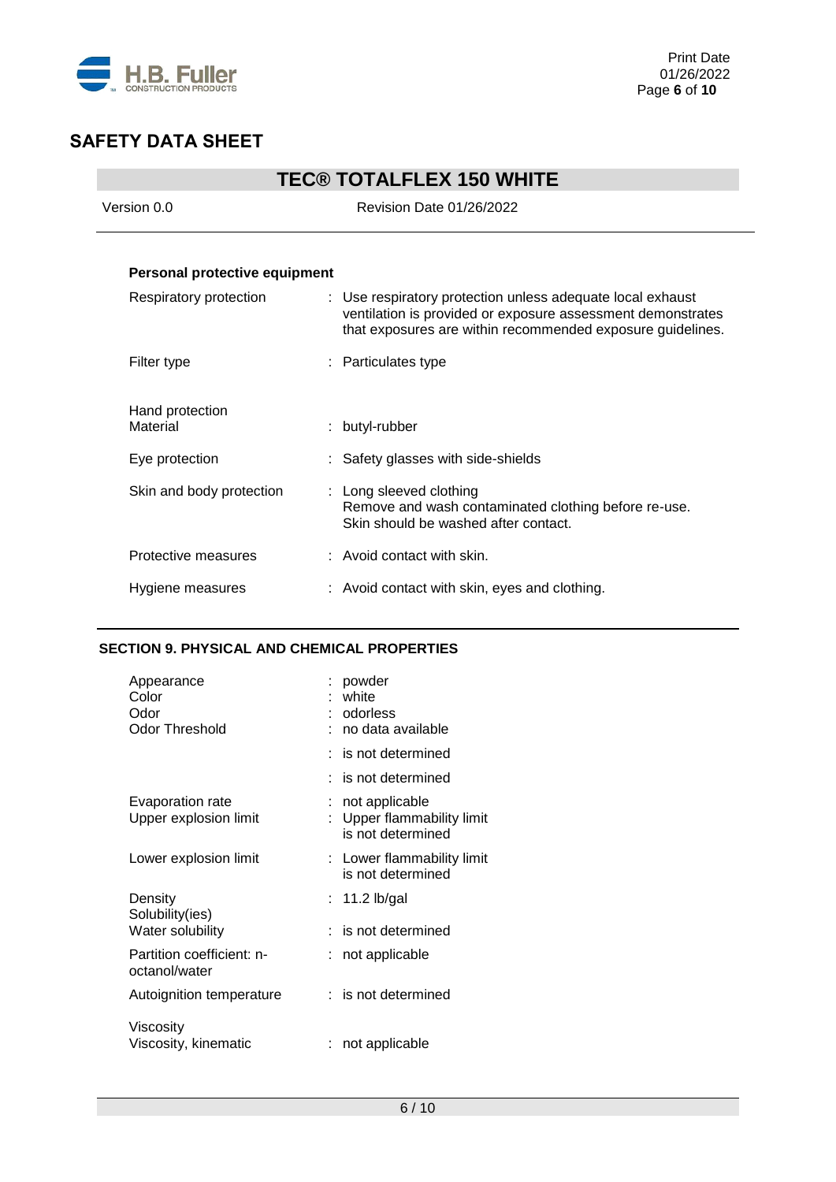**Personal protective equipment**

| | |
|---|---|
| Respiratory protection | : Use respiratory protection unless adequate local exhaust ventilation is provided or exposure assessment demonstrates that exposures are within recommended exposure guidelines. |
| Filter type | : Particulates type |
| Hand protection<br>Material | : butyl-rubber |
| Eye protection | : Safety glasses with side-shields |
| Skin and body protection | : Long sleeved clothing<br>Remove and wash contaminated clothing before re-use.<br>Skin should be washed after contact. |
| Protective measures | : Avoid contact with skin. |
| Hygiene measures | : Avoid contact with skin, eyes and clothing. |

## SECTION 9. PHYSICAL AND CHEMICAL PROPERTIES

| | |
|---|---|
| Appearance | : powder |
| Color | : white |
| Odor | : odorless |
| Odor Threshold | : no data available |
| | : is not determined |
| | : is not determined |
| Evaporation rate | : not applicable |
| Upper explosion limit | : Upper flammability limit<br>is not determined |
| Lower explosion limit | : Lower flammability limit<br>is not determined |
| Density | : 11.2 lb/gal |
| Solubility(ies)<br>Water solubility | : is not determined |
| Partition coefficient: n-octanol/water | : not applicable |
| Autoignition temperature | : is not determined |
| Viscosity<br>Viscosity, kinematic | : not applicable |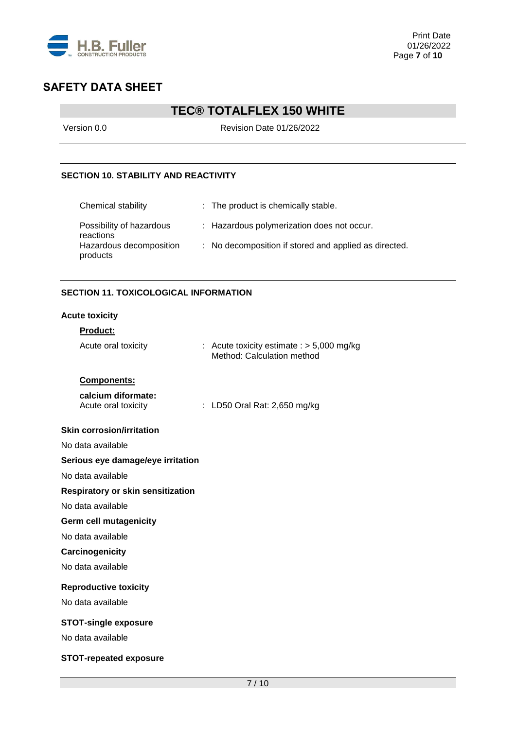## SECTION 10. STABILITY AND REACTIVITY

| | |
|---|---|
| Chemical stability | : The product is chemically stable. |
| Possibility of hazardous reactions | : Hazardous polymerization does not occur. |
| Hazardous decomposition products | : No decomposition if stored and applied as directed. |

## SECTION 11. TOXICOLOGICAL INFORMATION

**Acute toxicity**

**Product:**

| | |
|---|---|
| Acute oral toxicity | : Acute toxicity estimate : > 5,000 mg/kg<br>Method: Calculation method |

**Components:**

**calcium diformate:**

| | |
|---|---|
| Acute oral toxicity | : LD50 Oral Rat: 2,650 mg/kg |

**Skin corrosion/irritation**

No data available

**Serious eye damage/eye irritation**

No data available

**Respiratory or skin sensitization**

No data available

**Germ cell mutagenicity**

No data available

**Carcinogenicity**

No data available

**Reproductive toxicity**

No data available

**STOT-single exposure**

No data available

**STOT-repeated exposure**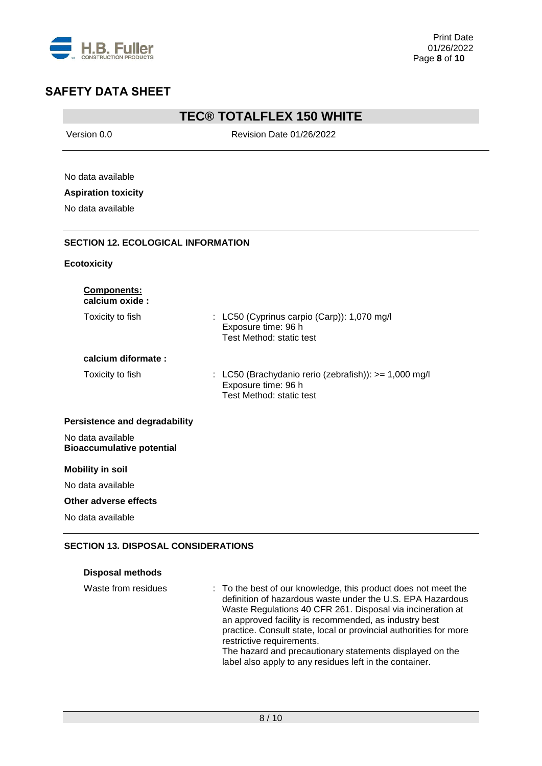No data available

**Aspiration toxicity**

No data available

## SECTION 12. ECOLOGICAL INFORMATION

**Ecotoxicity**

**Components:**

**calcium oxide :**

| | |
|---|---|
| Toxicity to fish | : LC50 (Cyprinus carpio (Carp)): 1,070 mg/l<br>Exposure time: 96 h<br>Test Method: static test |

**calcium diformate :**

| | |
|---|---|
| Toxicity to fish | : LC50 (Brachydanio rerio (zebrafish)): >= 1,000 mg/l<br>Exposure time: 96 h<br>Test Method: static test |

**Persistence and degradability**

No data available

**Bioaccumulative potential**

**Mobility in soil**

No data available

**Other adverse effects**

No data available

## SECTION 13. DISPOSAL CONSIDERATIONS

**Disposal methods**

| | |
|---|---|
| Waste from residues | : To the best of our knowledge, this product does not meet the definition of hazardous waste under the U.S. EPA Hazardous Waste Regulations 40 CFR 261. Disposal via incineration at an approved facility is recommended, as industry best practice. Consult state, local or provincial authorities for more restrictive requirements.<br>The hazard and precautionary statements displayed on the label also apply to any residues left in the container. |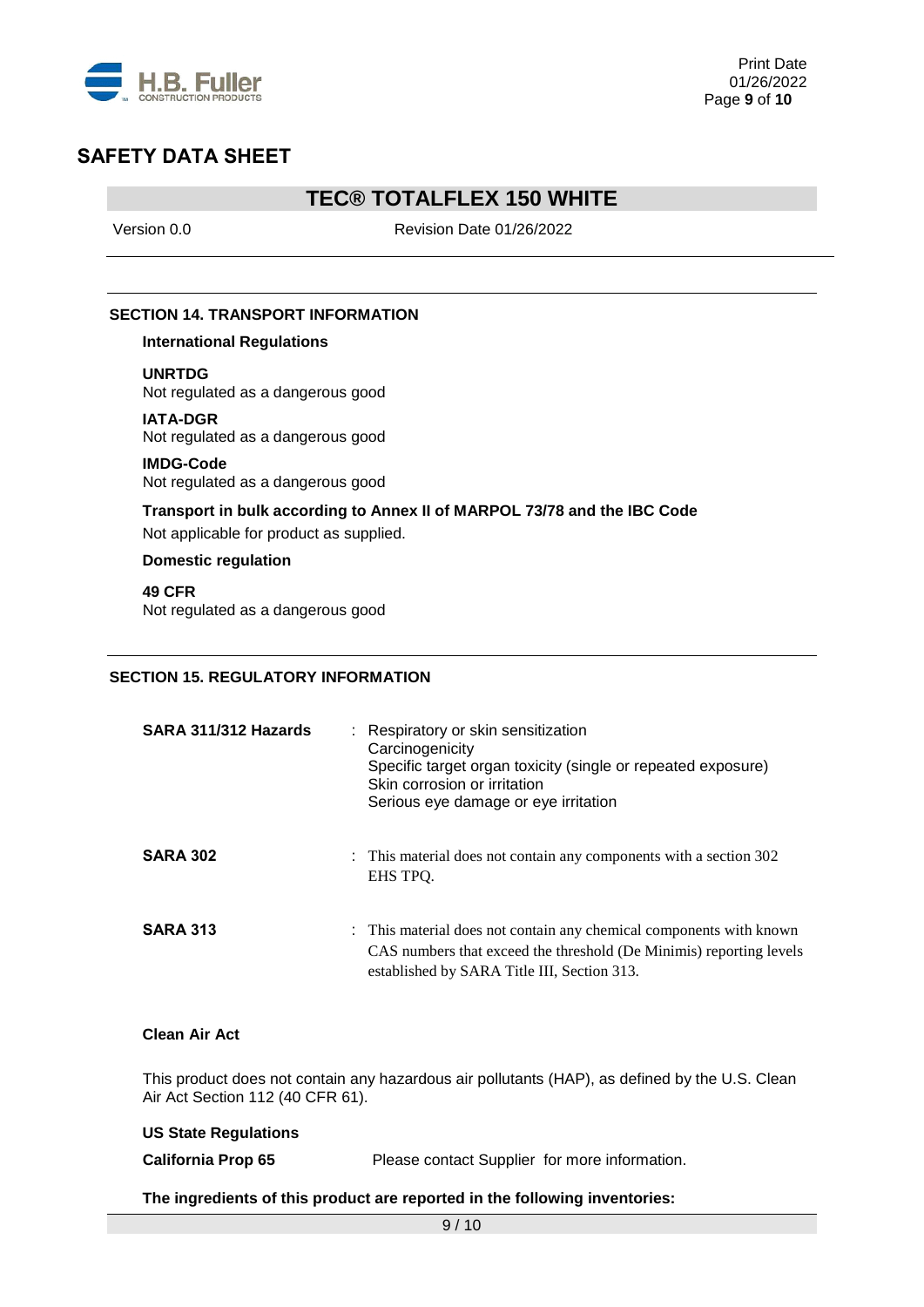## SECTION 14. TRANSPORT INFORMATION

### International Regulations

**UNRTDG**
Not regulated as a dangerous good

**IATA-DGR**
Not regulated as a dangerous good

**IMDG-Code**
Not regulated as a dangerous good

**Transport in bulk according to Annex II of MARPOL 73/78 and the IBC Code**
Not applicable for product as supplied.

### Domestic regulation

**49 CFR**
Not regulated as a dangerous good

## SECTION 15. REGULATORY INFORMATION

**SARA 311/312 Hazards** : Respiratory or skin sensitization
Carcinogenicity
Specific target organ toxicity (single or repeated exposure)
Skin corrosion or irritation
Serious eye damage or eye irritation

**SARA 302** : This material does not contain any components with a section 302 EHS TPQ.

**SARA 313** : This material does not contain any chemical components with known CAS numbers that exceed the threshold (De Minimis) reporting levels established by SARA Title III, Section 313.

**Clean Air Act**

This product does not contain any hazardous air pollutants (HAP), as defined by the U.S. Clean Air Act Section 112 (40 CFR 61).

**US State Regulations**

**California Prop 65** Please contact Supplier for more information.

**The ingredients of this product are reported in the following inventories:**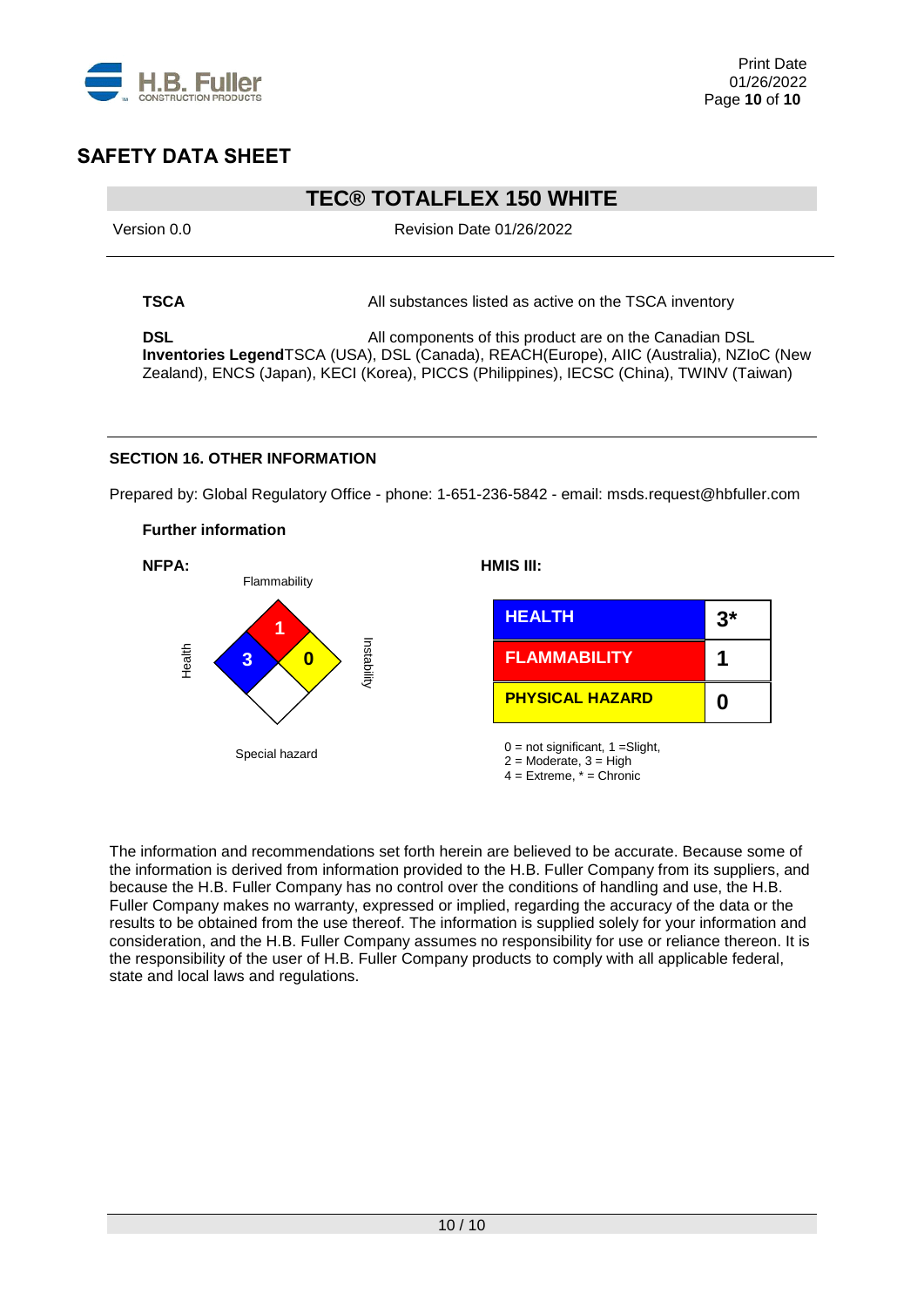**TSCA** All substances listed as active on the TSCA inventory

**DSL** All components of this product are on the Canadian DSL

**Inventories Legend** TSCA (USA), DSL (Canada), REACH(Europe), AIIC (Australia), NZIoC (New Zealand), ENCS (Japan), KECI (Korea), PICCS (Philippines), IECSC (China), TWINV (Taiwan)

## SECTION 16. OTHER INFORMATION

Prepared by: Global Regulatory Office - phone: 1-651-236-5842 - email: msds.request@hbfuller.com

**Further information**

**NFPA:**

Flammability: 1
Health: 3
Instability: 0
Special hazard

**HMIS III:**

| | |
|---|---|
| HEALTH | 3* |
| FLAMMABILITY | 1 |
| PHYSICAL HAZARD | 0 |

0 = not significant, 1 =Slight,
2 = Moderate, 3 = High
4 = Extreme, * = Chronic

The information and recommendations set forth herein are believed to be accurate. Because some of the information is derived from information provided to the H.B. Fuller Company from its suppliers, and because the H.B. Fuller Company has no control over the conditions of handling and use, the H.B. Fuller Company makes no warranty, expressed or implied, regarding the accuracy of the data or the results to be obtained from the use thereof. The information is supplied solely for your information and consideration, and the H.B. Fuller Company assumes no responsibility for use or reliance thereon. It is the responsibility of the user of H.B. Fuller Company products to comply with all applicable federal, state and local laws and regulations.